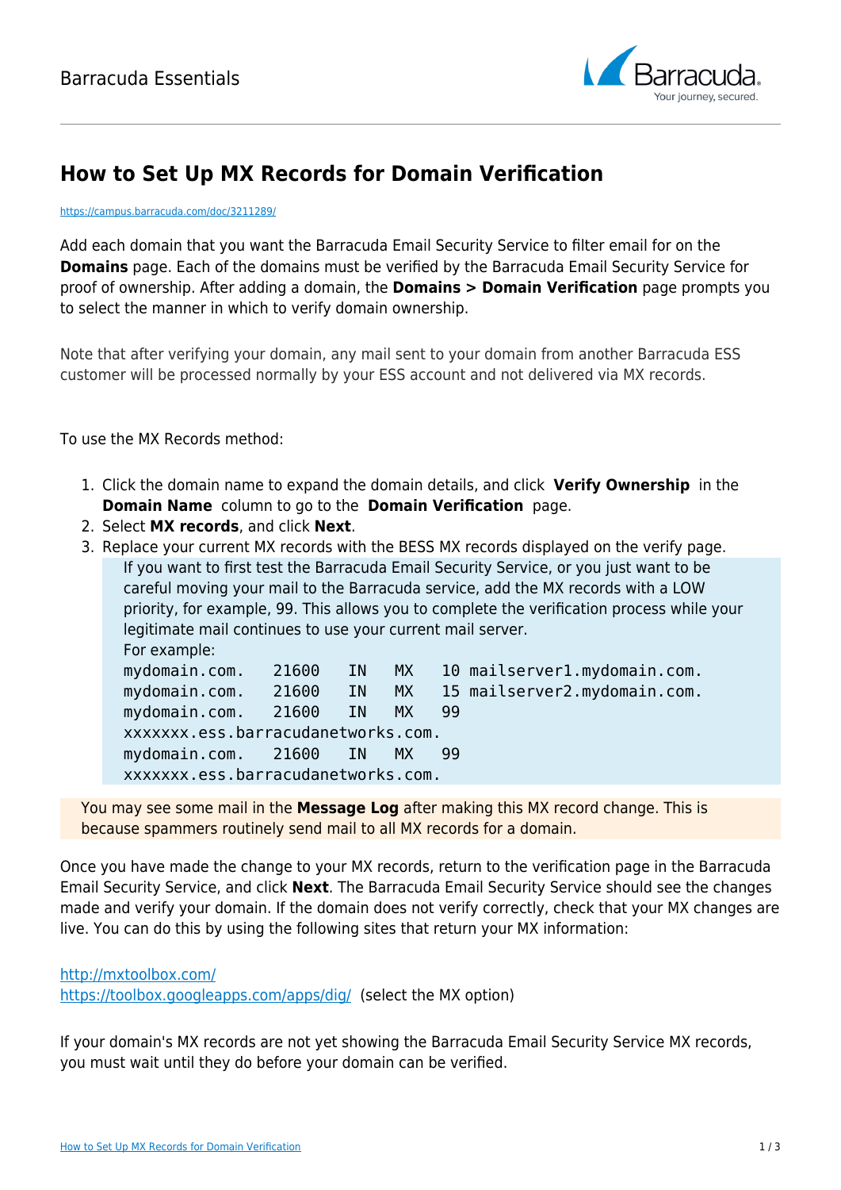# How to Set Up MX Records for Domain Verification

https://campus.barracuda.com/doc/3211289/

Add each domain that you want the Barracuda Email Security Service to filter email for on the **Domains** page. Each of the domains must be verified by the Barracuda Email Security Service for proof of ownership. After adding a domain, the **Domains > Domain Verification** page prompts you to select the manner in which to verify domain ownership.

Note that after verifying your domain, any mail sent to your domain from another Barracuda ESS customer will be processed normally by your ESS account and not delivered via MX records.

To use the MX Records method:

1. Click the domain name to expand the domain details, and click **Verify Ownership** in the **Domain Name** column to go to the **Domain Verification** page.
2. Select **MX records**, and click **Next**.
3. Replace your current MX records with the BESS MX records displayed on the verify page.

   If you want to first test the Barracuda Email Security Service, or you just want to be careful moving your mail to the Barracuda service, add the MX records with a LOW priority, for example, 99. This allows you to complete the verification process while your legitimate mail continues to use your current mail server.
   For example:
   ```
   mydomain.com.   21600   IN   MX   10 mailserver1.mydomain.com.
   mydomain.com.   21600   IN   MX   15 mailserver2.mydomain.com.
   mydomain.com.   21600   IN   MX   99
   xxxxxxx.ess.barracudanetworks.com.
   mydomain.com.   21600   IN   MX   99
   xxxxxxx.ess.barracudanetworks.com.
   ```

You may see some mail in the **Message Log** after making this MX record change. This is because spammers routinely send mail to all MX records for a domain.

Once you have made the change to your MX records, return to the verification page in the Barracuda Email Security Service, and click **Next**. The Barracuda Email Security Service should see the changes made and verify your domain. If the domain does not verify correctly, check that your MX changes are live. You can do this by using the following sites that return your MX information:

http://mxtoolbox.com/
https://toolbox.googleapps.com/apps/dig/ (select the MX option)

If your domain's MX records are not yet showing the Barracuda Email Security Service MX records, you must wait until they do before your domain can be verified.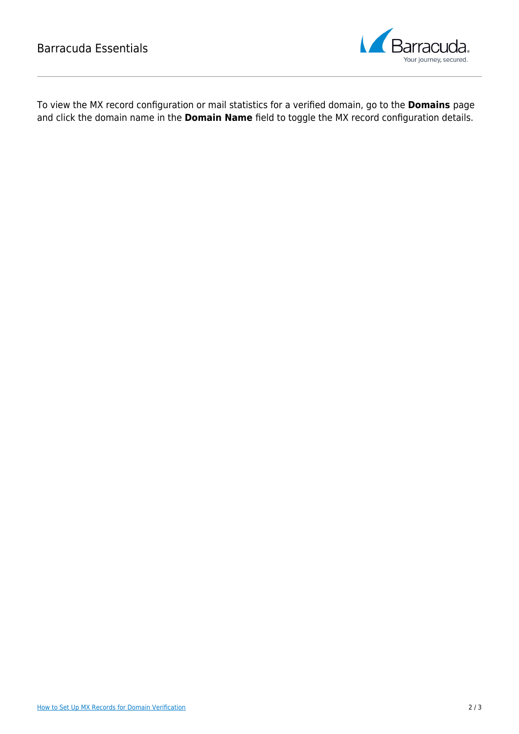To view the MX record configuration or mail statistics for a verified domain, go to the **Domains** page and click the domain name in the **Domain Name** field to toggle the MX record configuration details.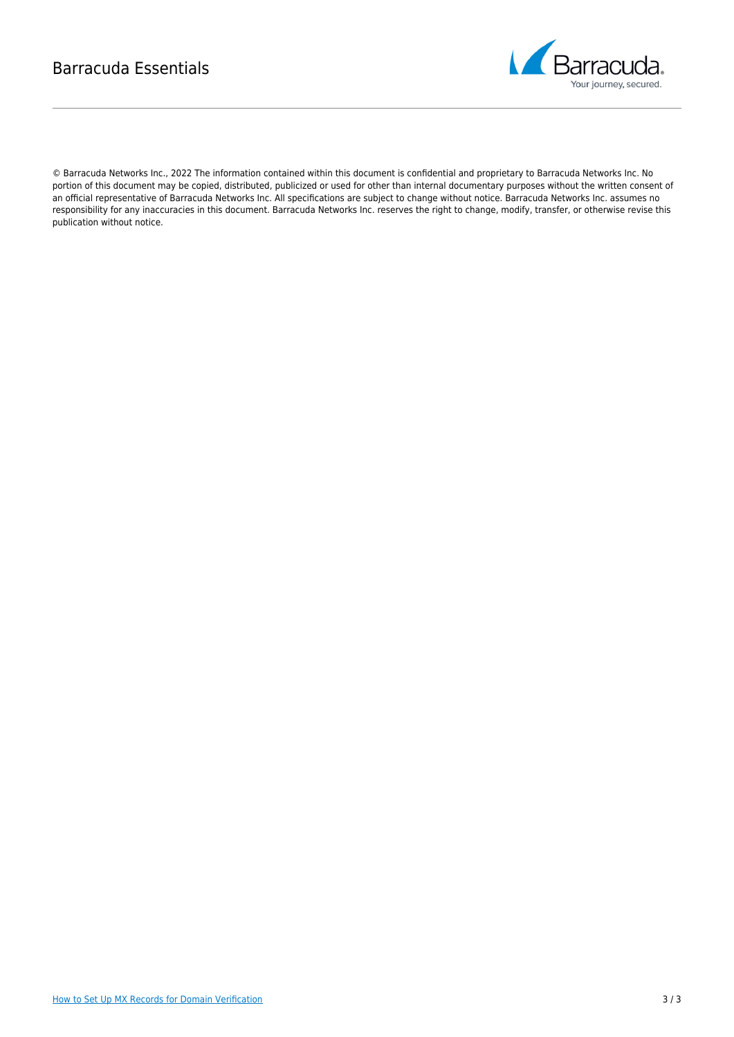© Barracuda Networks Inc., 2022 The information contained within this document is confidential and proprietary to Barracuda Networks Inc. No portion of this document may be copied, distributed, publicized or used for other than internal documentary purposes without the written consent of an official representative of Barracuda Networks Inc. All specifications are subject to change without notice. Barracuda Networks Inc. assumes no responsibility for any inaccuracies in this document. Barracuda Networks Inc. reserves the right to change, modify, transfer, or otherwise revise this publication without notice.